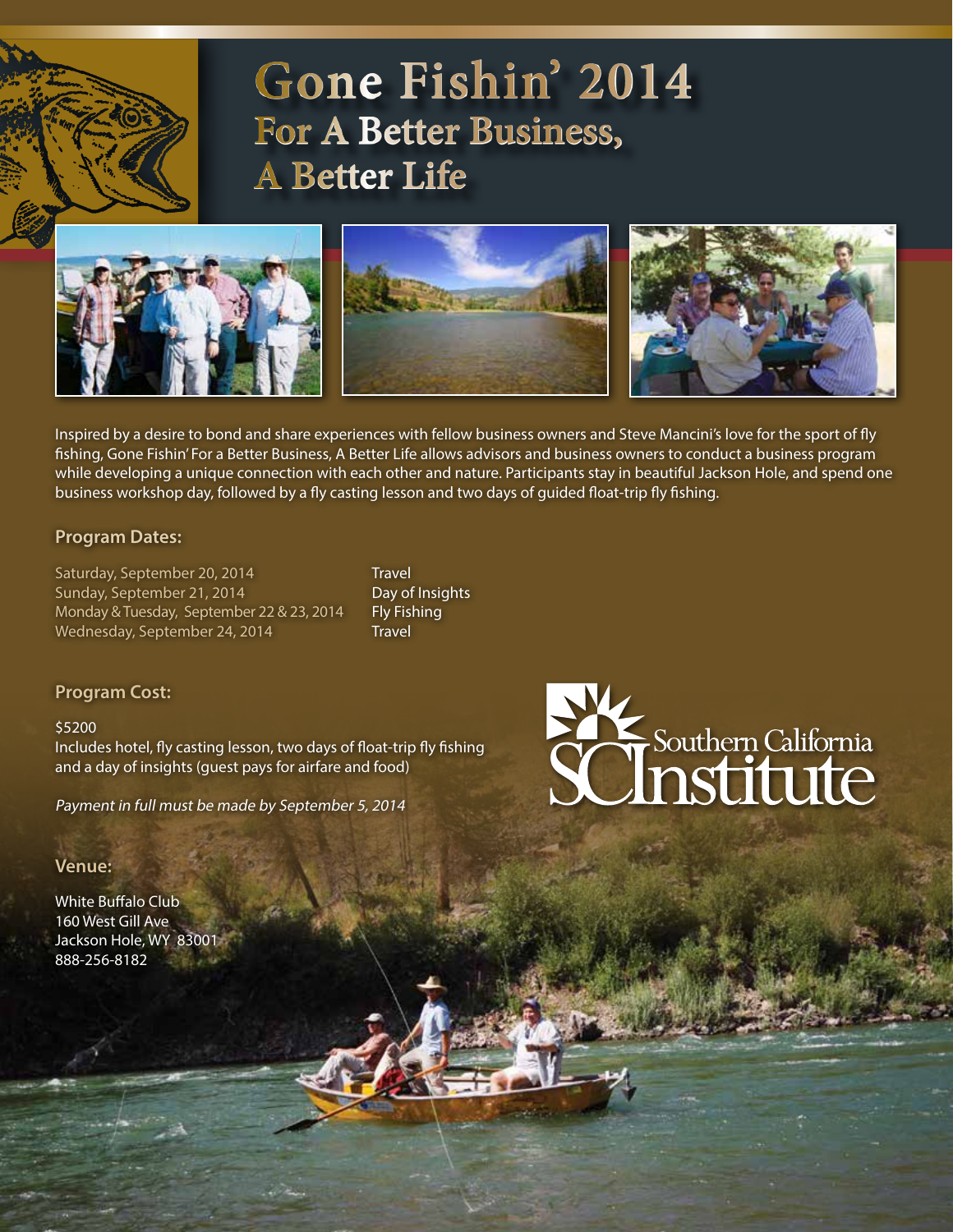# Gone Fishin' 2014

## For A Better Business, A Better Life

Inspired by a desire to bond and share experiences with fellow business owners and Steve Mancini's love for the sport of fly fishing, Gone Fishin' For a Better Business, A Better Life allows advisors and business owners to conduct a business program while developing a unique connection with each other and nature. Participants stay in beautiful Jackson Hole, and spend one business workshop day, followed by a fly casting lesson and two days of guided float-trip fly fishing.

### Program Dates:

| | |
|---|---|
| Saturday, September 20, 2014 | Travel |
| Sunday, September 21, 2014 | Day of Insights |
| Monday & Tuesday, September 22 & 23, 2014 | Fly Fishing |
| Wednesday, September 24, 2014 | Travel |

### Program Cost:

$5200
Includes hotel, fly casting lesson, two days of float-trip fly fishing and a day of insights (guest pays for airfare and food)

*Payment in full must be made by September 5, 2014*

### Venue:

White Buffalo Club
160 West Gill Ave
Jackson Hole, WY 83001
888-256-8182

Southern California Institute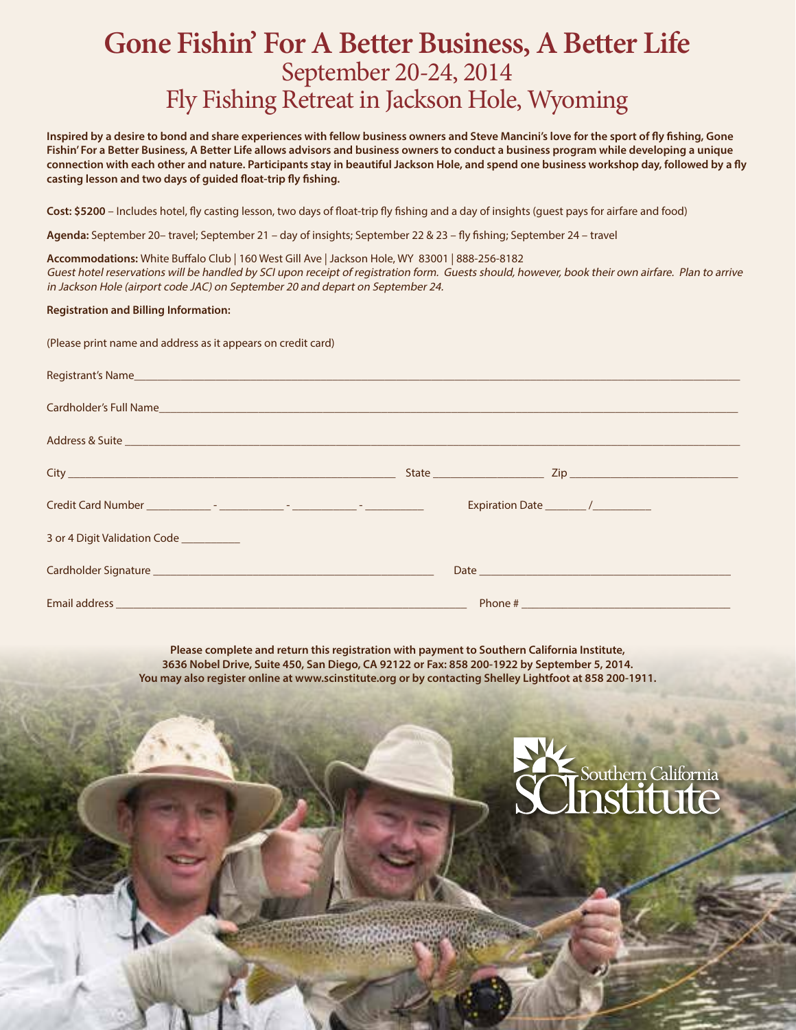# Gone Fishin' For A Better Business, A Better Life

## September 20-24, 2014

## Fly Fishing Retreat in Jackson Hole, Wyoming

**Inspired by a desire to bond and share experiences with fellow business owners and Steve Mancini's love for the sport of fly fishing, Gone Fishin' For a Better Business, A Better Life allows advisors and business owners to conduct a business program while developing a unique connection with each other and nature. Participants stay in beautiful Jackson Hole, and spend one business workshop day, followed by a fly casting lesson and two days of guided float-trip fly fishing.**

**Cost: $5200** – Includes hotel, fly casting lesson, two days of float-trip fly fishing and a day of insights (guest pays for airfare and food)

**Agenda:** September 20– travel; September 21 – day of insights; September 22 & 23 – fly fishing; September 24 – travel

**Accommodations:** White Buffalo Club | 160 West Gill Ave | Jackson Hole, WY 83001 | 888-256-8182
*Guest hotel reservations will be handled by SCI upon receipt of registration form. Guests should, however, book their own airfare. Plan to arrive in Jackson Hole (airport code JAC) on September 20 and depart on September 24.*

**Registration and Billing Information:**

(Please print name and address as it appears on credit card)

Registrant's Name____________________

Cardholder's Full Name____________________

Address & Suite ____________________

City ____________________ State ____________________ Zip ____________________

Credit Card Number ________ - ________ - ________ - ________ Expiration Date ______/________

3 or 4 Digit Validation Code ________

Cardholder Signature ____________________ Date ____________________

Email address ____________________ Phone # ____________________

**Please complete and return this registration with payment to Southern California Institute, 3636 Nobel Drive, Suite 450, San Diego, CA 92122 or Fax: 858 200-1922 by September 5, 2014. You may also register online at www.scinstitute.org or by contacting Shelley Lightfoot at 858 200-1911.**

Southern California SCInstitute